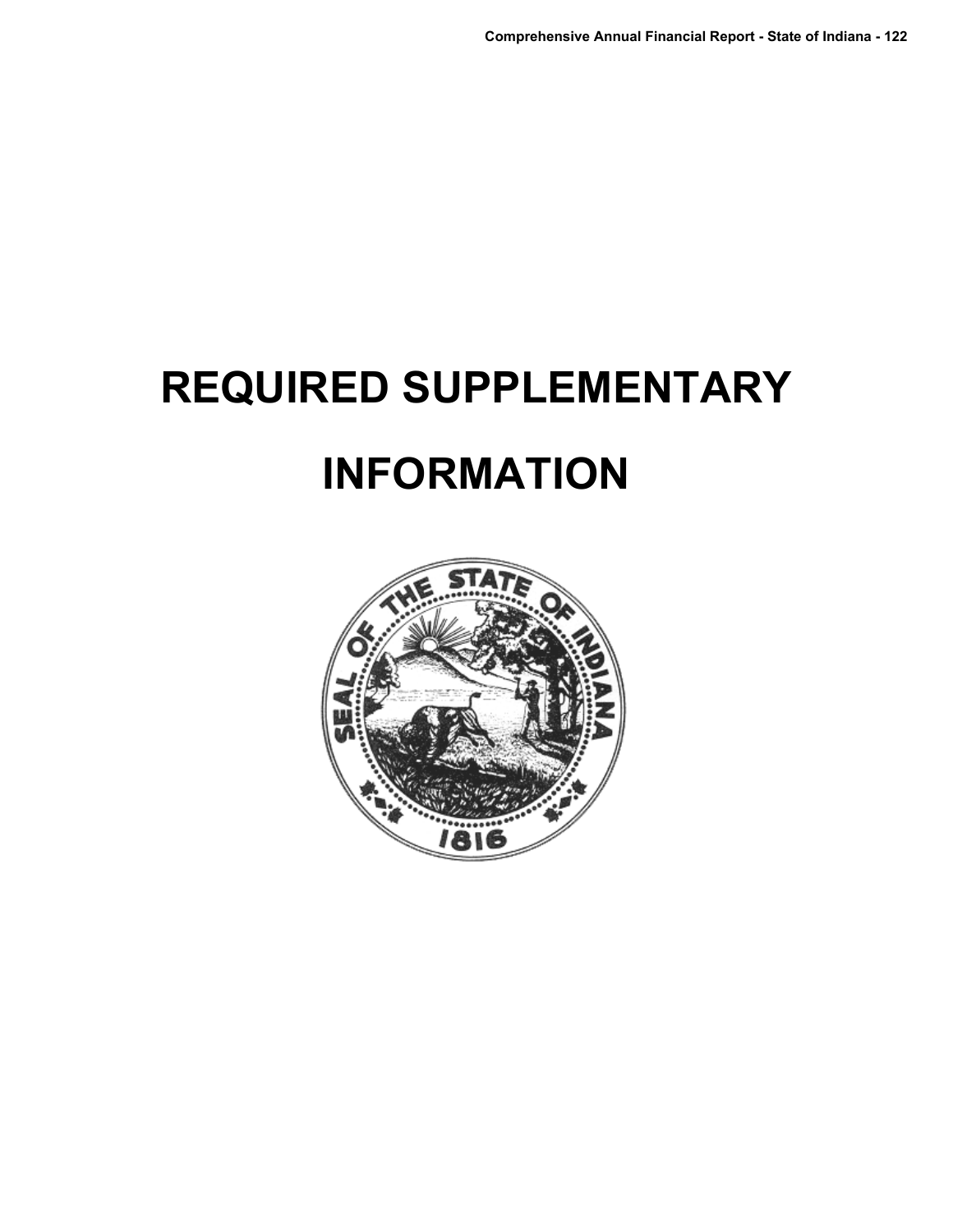# REQUIRED SUPPLEMENTARY INFORMATION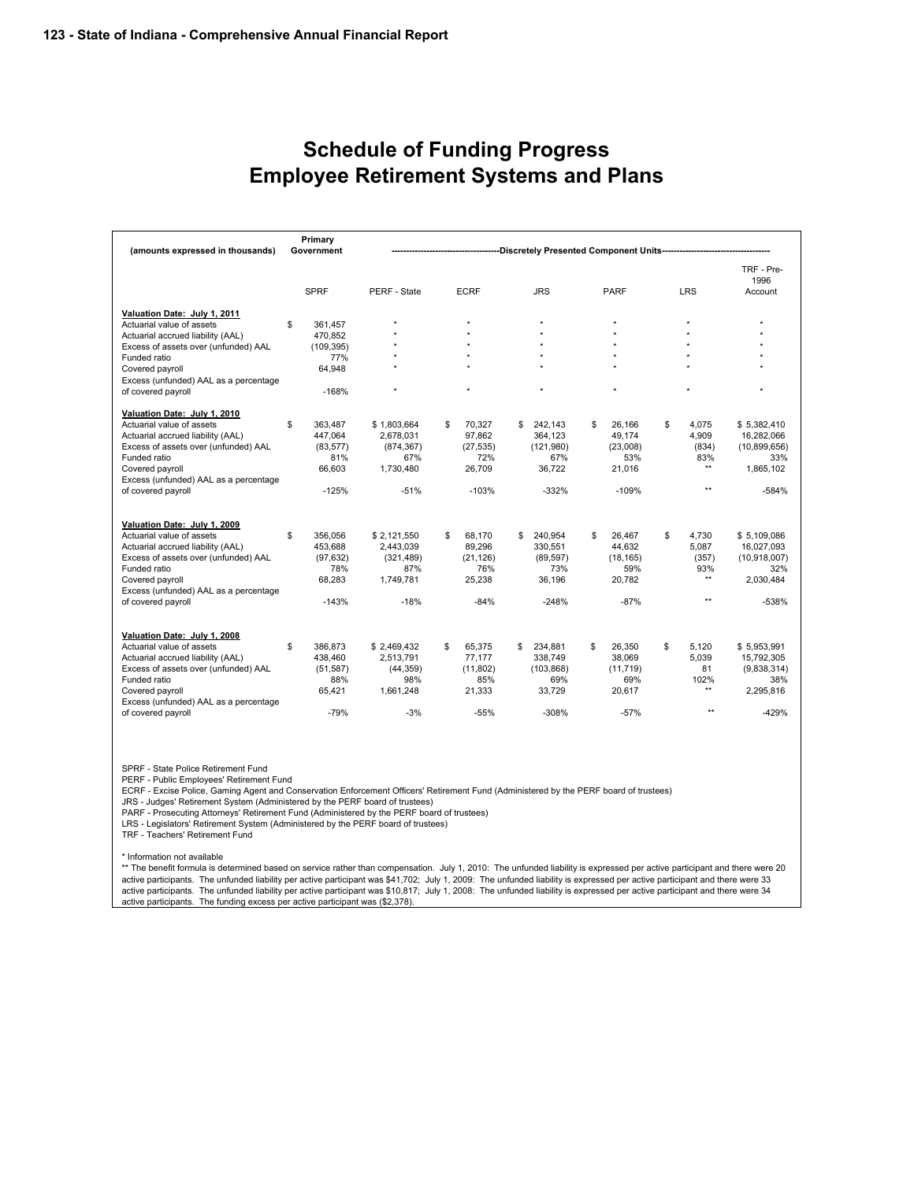# Schedule of Funding Progress
# Employee Retirement Systems and Plans

| (amounts expressed in thousands) | Primary Government | Discretely Presented Component Units | | | | | |
|---|---|---|---|---|---|---|---|
| | SPRF | PERF - State | ECRF | JRS | PARF | LRS | TRF - Pre-1996 Account |
| **Valuation Date: July 1, 2011** | | | | | | | |
| Actuarial value of assets | $ 361,457 | * | * | * | * | * | * |
| Actuarial accrued liability (AAL) | 470,852 | * | * | * | * | * | * |
| Excess of assets over (unfunded) AAL | (109,395) | * | * | * | * | * | * |
| Funded ratio | 77% | * | * | * | * | * | * |
| Covered payroll | 64,948 | * | * | * | * | * | * |
| Excess (unfunded) AAL as a percentage of covered payroll | -168% | * | * | * | * | * | * |
| **Valuation Date: July 1, 2010** | | | | | | | |
| Actuarial value of assets | $ 363,487 | $ 1,803,664 | $ 70,327 | $ 242,143 | $ 26,166 | $ 4,075 | $ 5,382,410 |
| Actuarial accrued liability (AAL) | 447,064 | 2,678,031 | 97,862 | 364,123 | 49,174 | 4,909 | 16,282,066 |
| Excess of assets over (unfunded) AAL | (83,577) | (874,367) | (27,535) | (121,980) | (23,008) | (834) | (10,899,656) |
| Funded ratio | 81% | 67% | 72% | 67% | 53% | 83% | 33% |
| Covered payroll | 66,603 | 1,730,480 | 26,709 | 36,722 | 21,016 | ** | 1,865,102 |
| Excess (unfunded) AAL as a percentage of covered payroll | -125% | -51% | -103% | -332% | -109% | ** | -584% |
| **Valuation Date: July 1, 2009** | | | | | | | |
| Actuarial value of assets | $ 356,056 | $ 2,121,550 | $ 68,170 | $ 240,954 | $ 26,467 | $ 4,730 | $ 5,109,086 |
| Actuarial accrued liability (AAL) | 453,688 | 2,443,039 | 89,296 | 330,551 | 44,632 | 5,087 | 16,027,093 |
| Excess of assets over (unfunded) AAL | (97,632) | (321,489) | (21,126) | (89,597) | (18,165) | (357) | (10,918,007) |
| Funded ratio | 78% | 87% | 76% | 73% | 59% | 93% | 32% |
| Covered payroll | 68,283 | 1,749,781 | 25,238 | 36,196 | 20,782 | ** | 2,030,484 |
| Excess (unfunded) AAL as a percentage of covered payroll | -143% | -18% | -84% | -248% | -87% | ** | -538% |
| **Valuation Date: July 1, 2008** | | | | | | | |
| Actuarial value of assets | $ 386,873 | $ 2,469,432 | $ 65,375 | $ 234,881 | $ 26,350 | $ 5,120 | $ 5,953,991 |
| Actuarial accrued liability (AAL) | 438,460 | 2,513,791 | 77,177 | 338,749 | 38,069 | 5,039 | 15,792,305 |
| Excess of assets over (unfunded) AAL | (51,587) | (44,359) | (11,802) | (103,868) | (11,719) | 81 | (9,838,314) |
| Funded ratio | 88% | 98% | 85% | 69% | 69% | 102% | 38% |
| Covered payroll | 65,421 | 1,661,248 | 21,333 | 33,729 | 20,617 | ** | 2,295,816 |
| Excess (unfunded) AAL as a percentage of covered payroll | -79% | -3% | -55% | -308% | -57% | ** | -429% |

SPRF - State Police Retirement Fund
PERF - Public Employees' Retirement Fund
ECRF - Excise Police, Gaming Agent and Conservation Enforcement Officers' Retirement Fund (Administered by the PERF board of trustees)
JRS - Judges' Retirement System (Administered by the PERF board of trustees)
PARF - Prosecuting Attorneys' Retirement Fund (Administered by the PERF board of trustees)
LRS - Legislators' Retirement System (Administered by the PERF board of trustees)
TRF - Teachers' Retirement Fund

\* Information not available
\*\* The benefit formula is determined based on service rather than compensation. July 1, 2010: The unfunded liability is expressed per active participant and there were 20 active participants. The unfunded liability per active participant was $41,702; July 1, 2009: The unfunded liability is expressed per active participant and there were 33 active participants. The unfunded liability per active participant was $10,817; July 1, 2008: The unfunded liability is expressed per active participant and there were 34 active participants. The funding excess per active participant was ($2,378).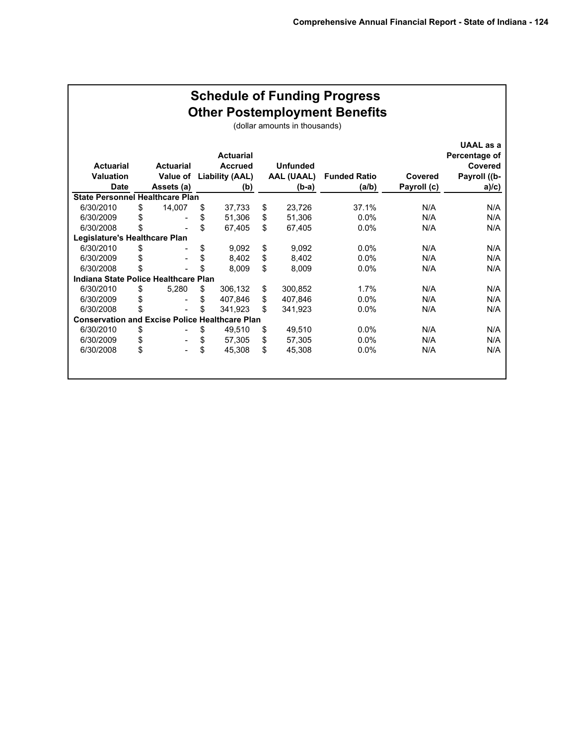# Schedule of Funding Progress
## Other Postemployment Benefits

(dollar amounts in thousands)

| Actuarial Valuation Date | Actuarial Value of Assets (a) | Actuarial Accrued Liability (AAL) (b) | Unfunded AAL (UAAL) (b-a) | Funded Ratio (a/b) | Covered Payroll (c) | UAAL as a Percentage of Covered Payroll ((b-a)/c) |
|---|---|---|---|---|---|---|
| **State Personnel Healthcare Plan** | | | | | | |
| 6/30/2010 | $ 14,007 | $ 37,733 | $ 23,726 | 37.1% | N/A | N/A |
| 6/30/2009 | $ - | $ 51,306 | $ 51,306 | 0.0% | N/A | N/A |
| 6/30/2008 | $ - | $ 67,405 | $ 67,405 | 0.0% | N/A | N/A |
| **Legislature's Healthcare Plan** | | | | | | |
| 6/30/2010 | $ - | $ 9,092 | $ 9,092 | 0.0% | N/A | N/A |
| 6/30/2009 | $ - | $ 8,402 | $ 8,402 | 0.0% | N/A | N/A |
| 6/30/2008 | $ - | $ 8,009 | $ 8,009 | 0.0% | N/A | N/A |
| **Indiana State Police Healthcare Plan** | | | | | | |
| 6/30/2010 | $ 5,280 | $ 306,132 | $ 300,852 | 1.7% | N/A | N/A |
| 6/30/2009 | $ - | $ 407,846 | $ 407,846 | 0.0% | N/A | N/A |
| 6/30/2008 | $ - | $ 341,923 | $ 341,923 | 0.0% | N/A | N/A |
| **Conservation and Excise Police Healthcare Plan** | | | | | | |
| 6/30/2010 | $ - | $ 49,510 | $ 49,510 | 0.0% | N/A | N/A |
| 6/30/2009 | $ - | $ 57,305 | $ 57,305 | 0.0% | N/A | N/A |
| 6/30/2008 | $ - | $ 45,308 | $ 45,308 | 0.0% | N/A | N/A |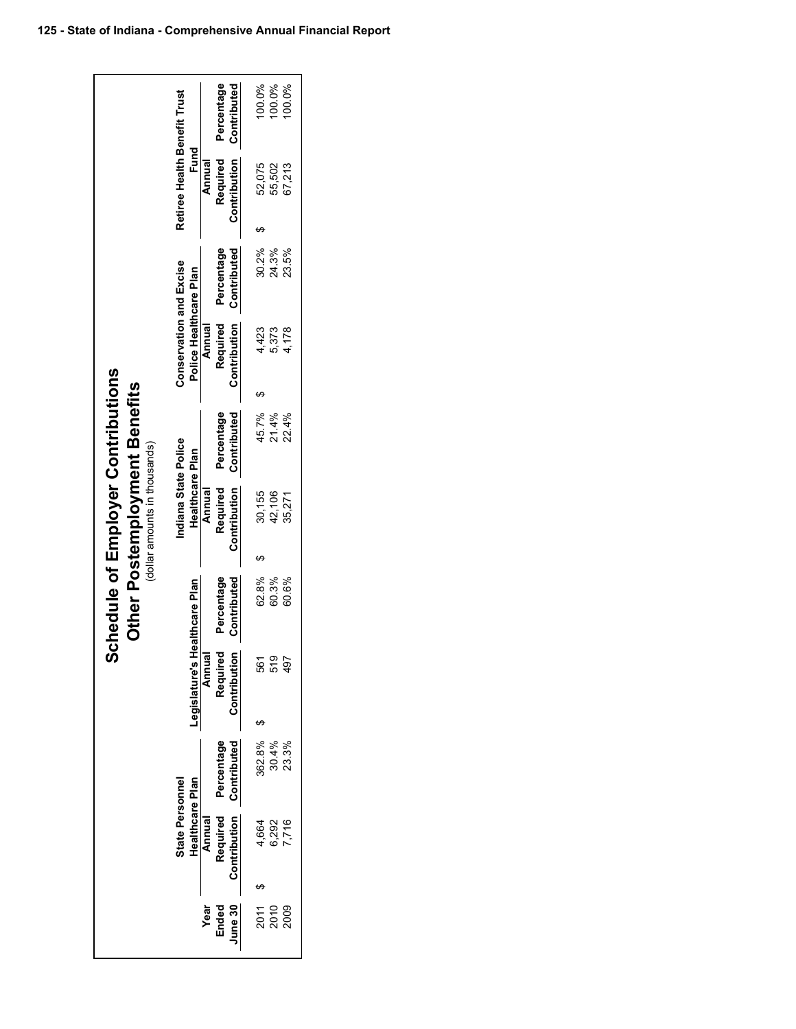# Schedule of Employer Contributions

## Other Postemployment Benefits

(dollar amounts in thousands)

| Year Ended June 30 | State Personnel Healthcare Plan | | Legislature's Healthcare Plan | | Indiana State Police Healthcare Plan | | Conservation and Excise Police Healthcare Plan | | Retiree Health Benefit Trust Fund | |
|---|---|---|---|---|---|---|---|---|---|---|
| | Annual Required Contribution | Percentage Contributed | Annual Required Contribution | Percentage Contributed | Annual Required Contribution | Percentage Contributed | Annual Required Contribution | Percentage Contributed | Annual Required Contribution | Percentage Contributed |
| 2011 | $ 4,664 | 362.8% | $ 561 | 62.8% | $ 30,155 | 45.7% | $ 4,423 | 30.2% | $ 52,075 | 100.0% |
| 2010 | 6,292 | 30.4% | 519 | 60.3% | 42,106 | 21.4% | 5,373 | 24.3% | 55,502 | 100.0% |
| 2009 | 7,716 | 23.3% | 497 | 60.6% | 35,271 | 22.4% | 4,178 | 23.5% | 67,213 | 100.0% |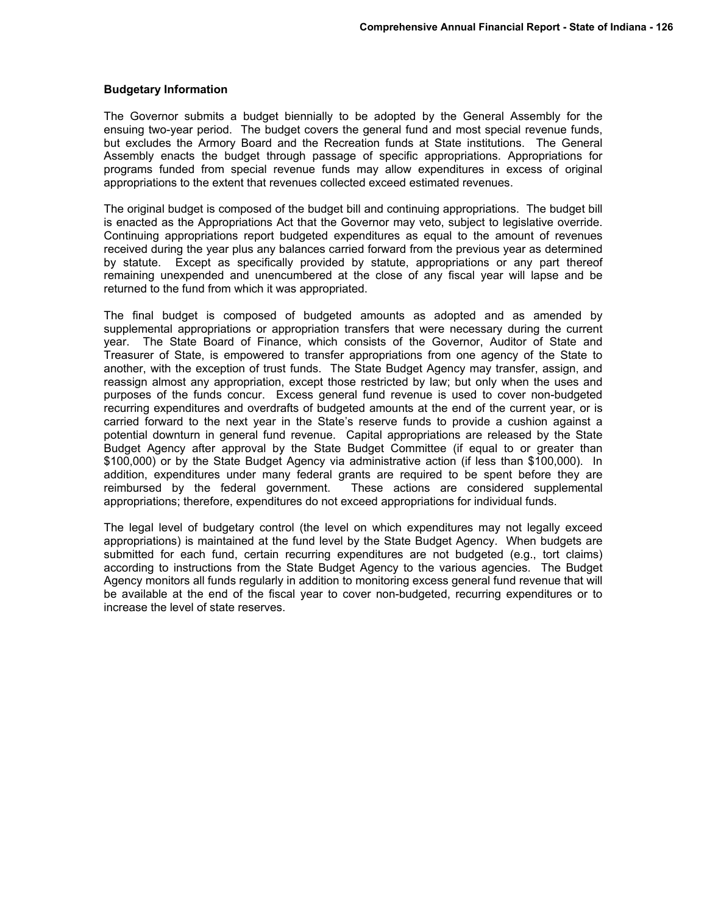### Budgetary Information

The Governor submits a budget biennially to be adopted by the General Assembly for the ensuing two-year period. The budget covers the general fund and most special revenue funds, but excludes the Armory Board and the Recreation funds at State institutions. The General Assembly enacts the budget through passage of specific appropriations. Appropriations for programs funded from special revenue funds may allow expenditures in excess of original appropriations to the extent that revenues collected exceed estimated revenues.

The original budget is composed of the budget bill and continuing appropriations. The budget bill is enacted as the Appropriations Act that the Governor may veto, subject to legislative override. Continuing appropriations report budgeted expenditures as equal to the amount of revenues received during the year plus any balances carried forward from the previous year as determined by statute. Except as specifically provided by statute, appropriations or any part thereof remaining unexpended and unencumbered at the close of any fiscal year will lapse and be returned to the fund from which it was appropriated.

The final budget is composed of budgeted amounts as adopted and as amended by supplemental appropriations or appropriation transfers that were necessary during the current year. The State Board of Finance, which consists of the Governor, Auditor of State and Treasurer of State, is empowered to transfer appropriations from one agency of the State to another, with the exception of trust funds. The State Budget Agency may transfer, assign, and reassign almost any appropriation, except those restricted by law; but only when the uses and purposes of the funds concur. Excess general fund revenue is used to cover non-budgeted recurring expenditures and overdrafts of budgeted amounts at the end of the current year, or is carried forward to the next year in the State's reserve funds to provide a cushion against a potential downturn in general fund revenue. Capital appropriations are released by the State Budget Agency after approval by the State Budget Committee (if equal to or greater than $100,000) or by the State Budget Agency via administrative action (if less than $100,000). In addition, expenditures under many federal grants are required to be spent before they are reimbursed by the federal government. These actions are considered supplemental appropriations; therefore, expenditures do not exceed appropriations for individual funds.

The legal level of budgetary control (the level on which expenditures may not legally exceed appropriations) is maintained at the fund level by the State Budget Agency. When budgets are submitted for each fund, certain recurring expenditures are not budgeted (e.g., tort claims) according to instructions from the State Budget Agency to the various agencies. The Budget Agency monitors all funds regularly in addition to monitoring excess general fund revenue that will be available at the end of the fiscal year to cover non-budgeted, recurring expenditures or to increase the level of state reserves.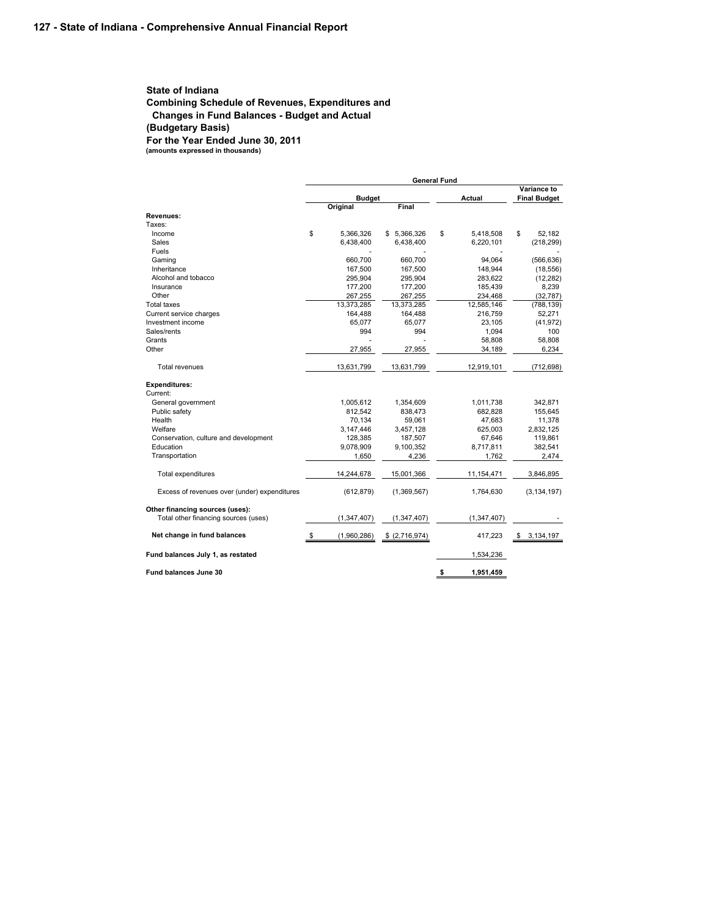**State of Indiana**
**Combining Schedule of Revenues, Expenditures and Changes in Fund Balances - Budget and Actual**
**(Budgetary Basis)**
**For the Year Ended June 30, 2011**
**(amounts expressed in thousands)**

| | General Fund | | | |
|---|---|---|---|---|
| | Budget | | Actual | Variance to Final Budget |
| | Original | Final | | |
| **Revenues:** | | | | |
| Taxes: | | | | |
| Income | $ 5,366,326 | $ 5,366,326 | $ 5,418,508 | $ 52,182 |
| Sales | 6,438,400 | 6,438,400 | 6,220,101 | (218,299) |
| Fuels | - | - | - | - |
| Gaming | 660,700 | 660,700 | 94,064 | (566,636) |
| Inheritance | 167,500 | 167,500 | 148,944 | (18,556) |
| Alcohol and tobacco | 295,904 | 295,904 | 283,622 | (12,282) |
| Insurance | 177,200 | 177,200 | 185,439 | 8,239 |
| Other | 267,255 | 267,255 | 234,468 | (32,787) |
| Total taxes | 13,373,285 | 13,373,285 | 12,585,146 | (788,139) |
| Current service charges | 164,488 | 164,488 | 216,759 | 52,271 |
| Investment income | 65,077 | 65,077 | 23,105 | (41,972) |
| Sales/rents | 994 | 994 | 1,094 | 100 |
| Grants | - | - | 58,808 | 58,808 |
| Other | 27,955 | 27,955 | 34,189 | 6,234 |
| Total revenues | 13,631,799 | 13,631,799 | 12,919,101 | (712,698) |
| **Expenditures:** | | | | |
| Current: | | | | |
| General government | 1,005,612 | 1,354,609 | 1,011,738 | 342,871 |
| Public safety | 812,542 | 838,473 | 682,828 | 155,645 |
| Health | 70,134 | 59,061 | 47,683 | 11,378 |
| Welfare | 3,147,446 | 3,457,128 | 625,003 | 2,832,125 |
| Conservation, culture and development | 128,385 | 187,507 | 67,646 | 119,861 |
| Education | 9,078,909 | 9,100,352 | 8,717,811 | 382,541 |
| Transportation | 1,650 | 4,236 | 1,762 | 2,474 |
| Total expenditures | 14,244,678 | 15,001,366 | 11,154,471 | 3,846,895 |
| Excess of revenues over (under) expenditures | (612,879) | (1,369,567) | 1,764,630 | (3,134,197) |
| **Other financing sources (uses):** | | | | |
| Total other financing sources (uses) | (1,347,407) | (1,347,407) | (1,347,407) | - |
| **Net change in fund balances** | $ (1,960,286) | $ (2,716,974) | 417,223 | $ 3,134,197 |
| **Fund balances July 1, as restated** | | | 1,534,236 | |
| **Fund balances June 30** | | | **$ 1,951,459** | |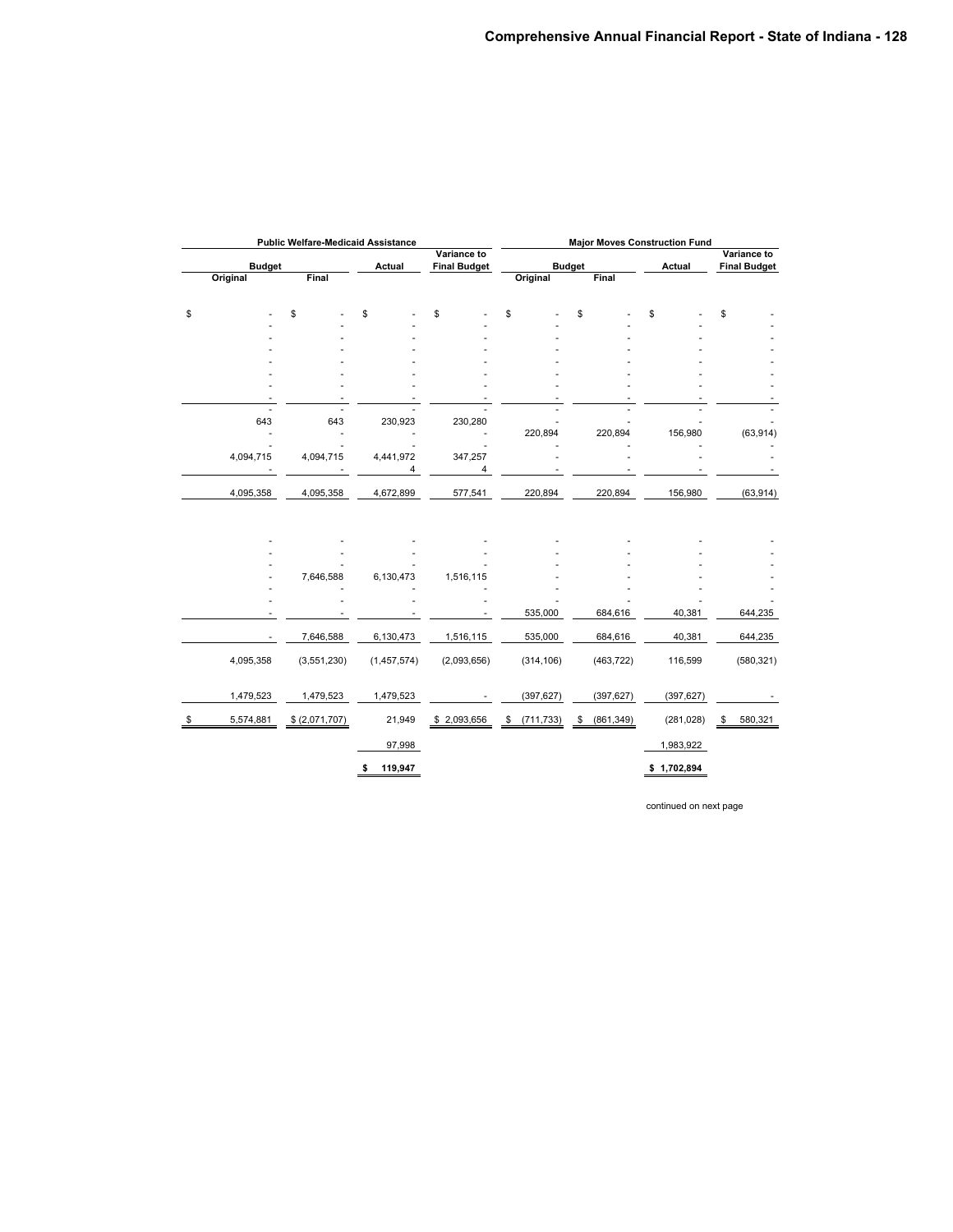| Public Welfare-Medicaid Assistance | | | | Major Moves Construction Fund | | | |
|---|---|---|---|---|---|---|---|
| Budget | | Actual | Variance to Final Budget | Budget | | Actual | Variance to Final Budget |
| Original | Final | | | Original | Final | | |
| $ - | $ - | $ - | $ - | $ - | $ - | $ - | $ - |
| - | - | - | - | - | - | - | - |
| - | - | - | - | - | - | - | - |
| - | - | - | - | - | - | - | - |
| - | - | - | - | - | - | - | - |
| - | - | - | - | - | - | - | - |
| - | - | - | - | - | - | - | - |
| - | - | - | - | - | - | - | - |
| - | - | - | - | - | - | - | - |
| 643 | 643 | 230,923 | 230,280 | - | - | - | - |
| - | - | - | - | 220,894 | 220,894 | 156,980 | (63,914) |
| - | - | - | - | - | - | - | - |
| 4,094,715 | 4,094,715 | 4,441,972 | 347,257 | - | - | - | - |
| - | - | 4 | 4 | - | - | - | - |
| 4,095,358 | 4,095,358 | 4,672,899 | 577,541 | 220,894 | 220,894 | 156,980 | (63,914) |
| - | - | - | - | - | - | - | - |
| - | - | - | - | - | - | - | - |
| - | - | - | - | - | - | - | - |
| - | 7,646,588 | 6,130,473 | 1,516,115 | - | - | - | - |
| - | - | - | - | - | - | - | - |
| - | - | - | - | - | - | - | - |
| - | - | - | - | 535,000 | 684,616 | 40,381 | 644,235 |
| - | 7,646,588 | 6,130,473 | 1,516,115 | 535,000 | 684,616 | 40,381 | 644,235 |
| 4,095,358 | (3,551,230) | (1,457,574) | (2,093,656) | (314,106) | (463,722) | 116,599 | (580,321) |
| 1,479,523 | 1,479,523 | 1,479,523 | - | (397,627) | (397,627) | (397,627) | - |
| $ 5,574,881 | $ (2,071,707) | 21,949 | $ 2,093,656 | $ (711,733) | $ (861,349) | (281,028) | $ 580,321 |
| | | 97,998 | | | | 1,983,922 | |
| | | $ 119,947 | | | | $ 1,702,894 | |

continued on next page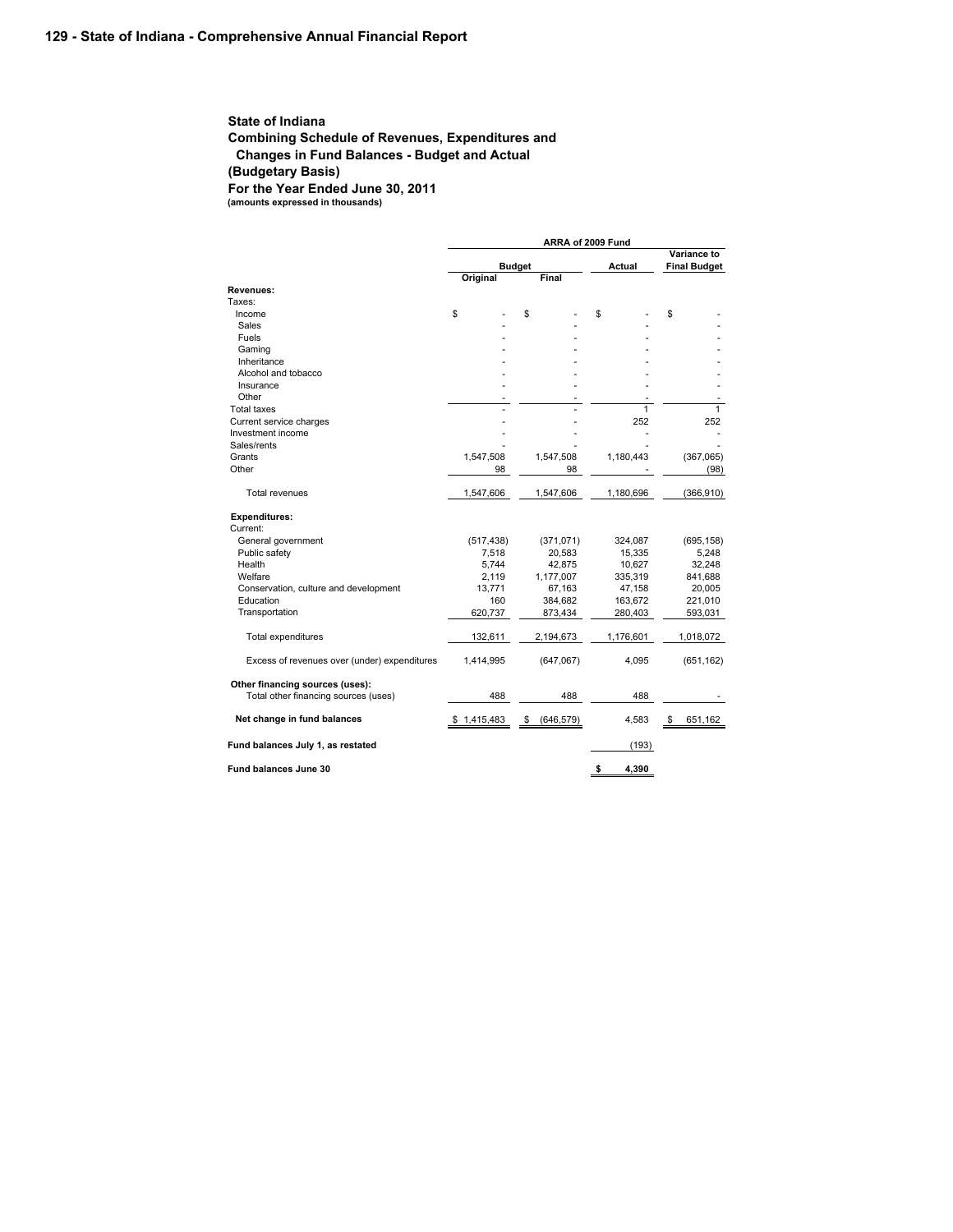**State of Indiana**
**Combining Schedule of Revenues, Expenditures and Changes in Fund Balances - Budget and Actual**
**(Budgetary Basis)**
**For the Year Ended June 30, 2011**
**(amounts expressed in thousands)**

| | ARRA of 2009 Fund | | | |
|---|---|---|---|---|
| | Budget | | Actual | Variance to Final Budget |
| | Original | Final | | |
| **Revenues:** | | | | |
| Taxes: | | | | |
| Income | $ - | $ - | $ - | $ - |
| Sales | - | - | - | - |
| Fuels | - | - | - | - |
| Gaming | - | - | - | - |
| Inheritance | - | - | - | - |
| Alcohol and tobacco | - | - | - | - |
| Insurance | - | - | - | - |
| Other | - | - | - | - |
| Total taxes | - | - | 1 | 1 |
| Current service charges | - | - | 252 | 252 |
| Investment income | - | - | - | - |
| Sales/rents | - | - | - | - |
| Grants | 1,547,508 | 1,547,508 | 1,180,443 | (367,065) |
| Other | 98 | 98 | - | (98) |
| Total revenues | 1,547,606 | 1,547,606 | 1,180,696 | (366,910) |
| **Expenditures:** | | | | |
| Current: | | | | |
| General government | (517,438) | (371,071) | 324,087 | (695,158) |
| Public safety | 7,518 | 20,583 | 15,335 | 5,248 |
| Health | 5,744 | 42,875 | 10,627 | 32,248 |
| Welfare | 2,119 | 1,177,007 | 335,319 | 841,688 |
| Conservation, culture and development | 13,771 | 67,163 | 47,158 | 20,005 |
| Education | 160 | 384,682 | 163,672 | 221,010 |
| Transportation | 620,737 | 873,434 | 280,403 | 593,031 |
| Total expenditures | 132,611 | 2,194,673 | 1,176,601 | 1,018,072 |
| Excess of revenues over (under) expenditures | 1,414,995 | (647,067) | 4,095 | (651,162) |
| **Other financing sources (uses):** | | | | |
| Total other financing sources (uses) | 488 | 488 | 488 | - |
| **Net change in fund balances** | $ 1,415,483 | $ (646,579) | 4,583 | $ 651,162 |
| **Fund balances July 1, as restated** | | | (193) | |
| **Fund balances June 30** | | | $ 4,390 | |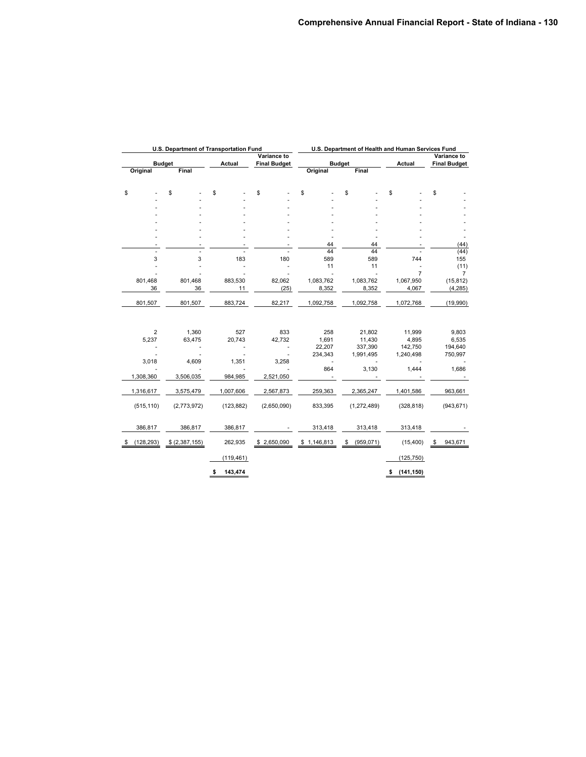| U.S. Department of Transportation Fund | | | | U.S. Department of Health and Human Services Fund | | | |
|---|---|---|---|---|---|---|---|
| Budget | | Actual | Variance to Final Budget | Budget | | Actual | Variance to Final Budget |
| Original | Final | | | Original | Final | | |
| $ - | $ - | $ - | $ - | $ - | $ - | $ - | $ - |
| - | - | - | - | - | - | - | - |
| - | - | - | - | - | - | - | - |
| - | - | - | - | - | - | - | - |
| - | - | - | - | - | - | - | - |
| - | - | - | - | - | - | - | - |
| - | - | - | - | - | - | - | - |
| - | - | - | - | 44 | 44 | - | (44) |
| - | - | - | - | 44 | 44 | - | (44) |
| 3 | 3 | 183 | 180 | 589 | 589 | 744 | 155 |
| - | - | - | - | 11 | 11 | - | (11) |
| - | - | - | - | - | - | 7 | 7 |
| 801,468 | 801,468 | 883,530 | 82,062 | 1,083,762 | 1,083,762 | 1,067,950 | (15,812) |
| 36 | 36 | 11 | (25) | 8,352 | 8,352 | 4,067 | (4,285) |
| 801,507 | 801,507 | 883,724 | 82,217 | 1,092,758 | 1,092,758 | 1,072,768 | (19,990) |
| | | | | | | | |
| 2 | 1,360 | 527 | 833 | 258 | 21,802 | 11,999 | 9,803 |
| 5,237 | 63,475 | 20,743 | 42,732 | 1,691 | 11,430 | 4,895 | 6,535 |
| - | - | - | - | 22,207 | 337,390 | 142,750 | 194,640 |
| - | - | - | - | 234,343 | 1,991,495 | 1,240,498 | 750,997 |
| 3,018 | 4,609 | 1,351 | 3,258 | - | - | - | - |
| - | - | - | - | 864 | 3,130 | 1,444 | 1,686 |
| 1,308,360 | 3,506,035 | 984,985 | 2,521,050 | - | - | - | - |
| 1,316,617 | 3,575,479 | 1,007,606 | 2,567,873 | 259,363 | 2,365,247 | 1,401,586 | 963,661 |
| (515,110) | (2,773,972) | (123,882) | (2,650,090) | 833,395 | (1,272,489) | (328,818) | (943,671) |
| 386,817 | 386,817 | 386,817 | - | 313,418 | 313,418 | 313,418 | - |
| $ (128,293) | $ (2,387,155) | 262,935 | $ 2,650,090 | $ 1,146,813 | $ (959,071) | (15,400) | $ 943,671 |
| | | (119,461) | | | | (125,750) | |
| | | $ 143,474 | | | | $ (141,150) | |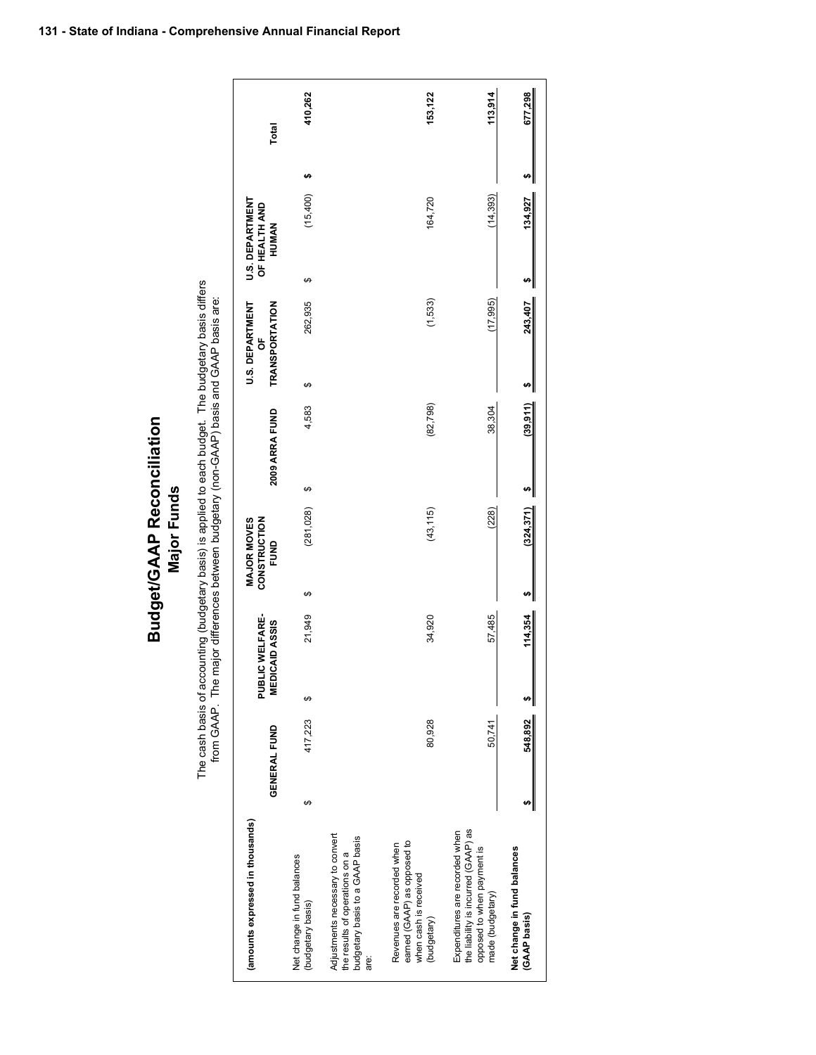# Budget/GAAP Reconciliation

## Major Funds

The cash basis of accounting (budgetary basis) is applied to each budget. The budgetary basis differs from GAAP. The major differences between budgetary (non-GAAP) basis and GAAP basis are:

| (amounts expressed in thousands) | GENERAL FUND | PUBLIC WELFARE-MEDICAID ASSIS | MAJOR MOVES CONSTRUCTION FUND | 2009 ARRA FUND | U.S. DEPARTMENT OF TRANSPORTATION | U.S. DEPARTMENT OF HEALTH AND HUMAN | Total |
|---|---|---|---|---|---|---|---|
| Net change in fund balances (budgetary basis) | $ 417,223 | $ 21,949 | $ (281,028) | $ 4,583 | $ 262,935 | $ (15,400) | $ 410,262 |
| Adjustments necessary to convert the results of operations on a budgetary basis to a GAAP basis are: | | | | | | | |
| Revenues are recorded when earned (GAAP) as opposed to when cash is received (budgetary) | 80,928 | 34,920 | (43,115) | (82,798) | (1,533) | 164,720 | 153,122 |
| Expenditures are recorded when the liability is incurred (GAAP) as opposed to when payment is made (budgetary) | 50,741 | 57,485 | (228) | 38,304 | (17,995) | (14,393) | 113,914 |
| **Net change in fund balances (GAAP basis)** | **$ 548,892** | **$ 114,354** | **$ (324,371)** | **$ (39,911)** | **$ 243,407** | **$ 134,927** | **$ 677,298** |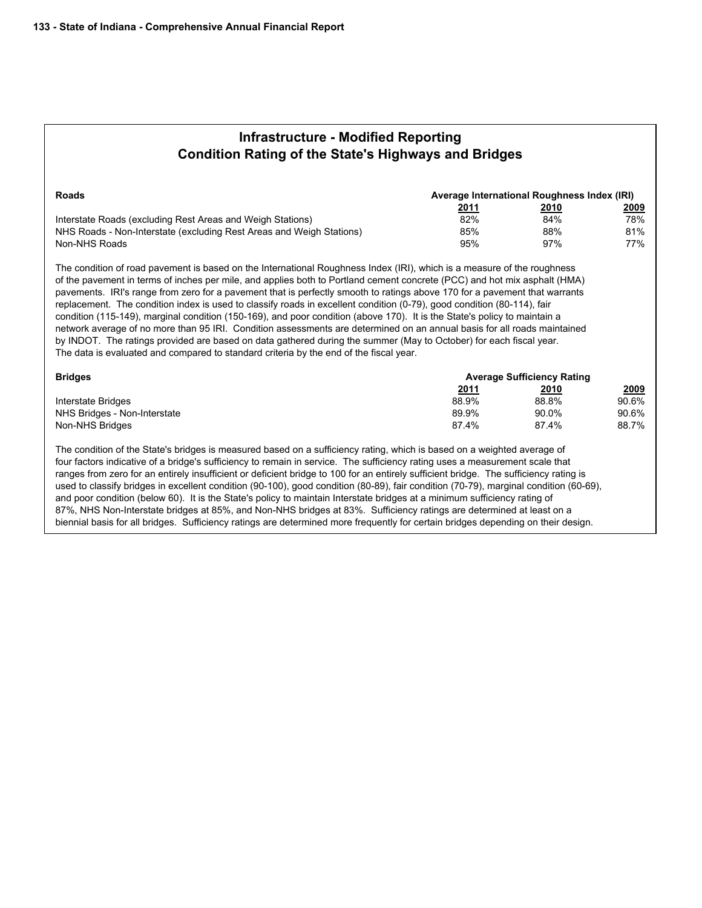# Infrastructure - Modified Reporting
## Condition Rating of the State's Highways and Bridges

| Roads | Average International Roughness Index (IRI) | | |
|---|---|---|---|
| | 2011 | 2010 | 2009 |
| Interstate Roads (excluding Rest Areas and Weigh Stations) | 82% | 84% | 78% |
| NHS Roads - Non-Interstate (excluding Rest Areas and Weigh Stations) | 85% | 88% | 81% |
| Non-NHS Roads | 95% | 97% | 77% |

The condition of road pavement is based on the International Roughness Index (IRI), which is a measure of the roughness of the pavement in terms of inches per mile, and applies both to Portland cement concrete (PCC) and hot mix asphalt (HMA) pavements. IRI's range from zero for a pavement that is perfectly smooth to ratings above 170 for a pavement that warrants replacement. The condition index is used to classify roads in excellent condition (0-79), good condition (80-114), fair condition (115-149), marginal condition (150-169), and poor condition (above 170). It is the State's policy to maintain a network average of no more than 95 IRI. Condition assessments are determined on an annual basis for all roads maintained by INDOT. The ratings provided are based on data gathered during the summer (May to October) for each fiscal year. The data is evaluated and compared to standard criteria by the end of the fiscal year.

| Bridges | Average Sufficiency Rating | | |
|---|---|---|---|
| | 2011 | 2010 | 2009 |
| Interstate Bridges | 88.9% | 88.8% | 90.6% |
| NHS Bridges - Non-Interstate | 89.9% | 90.0% | 90.6% |
| Non-NHS Bridges | 87.4% | 87.4% | 88.7% |

The condition of the State's bridges is measured based on a sufficiency rating, which is based on a weighted average of four factors indicative of a bridge's sufficiency to remain in service. The sufficiency rating uses a measurement scale that ranges from zero for an entirely insufficient or deficient bridge to 100 for an entirely sufficient bridge. The sufficiency rating is used to classify bridges in excellent condition (90-100), good condition (80-89), fair condition (70-79), marginal condition (60-69), and poor condition (below 60). It is the State's policy to maintain Interstate bridges at a minimum sufficiency rating of 87%, NHS Non-Interstate bridges at 85%, and Non-NHS bridges at 83%. Sufficiency ratings are determined at least on a biennial basis for all bridges. Sufficiency ratings are determined more frequently for certain bridges depending on their design.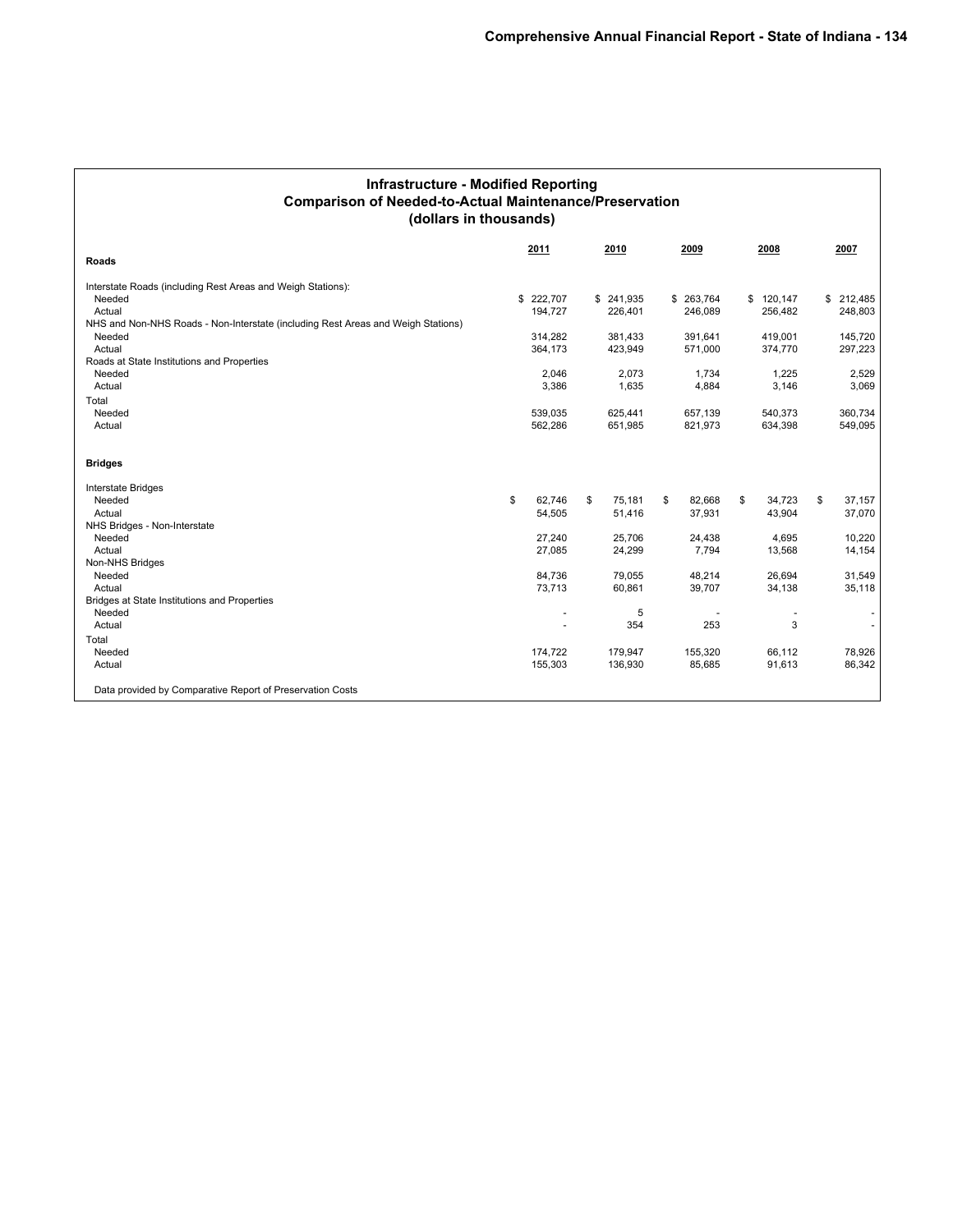## Infrastructure - Modified Reporting
## Comparison of Needed-to-Actual Maintenance/Preservation
## (dollars in thousands)

| Roads | 2011 | 2010 | 2009 | 2008 | 2007 |
|---|---|---|---|---|---|
| Interstate Roads (including Rest Areas and Weigh Stations): | | | | | |
| Needed | $ 222,707 | $ 241,935 | $ 263,764 | $ 120,147 | $ 212,485 |
| Actual | 194,727 | 226,401 | 246,089 | 256,482 | 248,803 |
| NHS and Non-NHS Roads - Non-Interstate (including Rest Areas and Weigh Stations) | | | | | |
| Needed | 314,282 | 381,433 | 391,641 | 419,001 | 145,720 |
| Actual | 364,173 | 423,949 | 571,000 | 374,770 | 297,223 |
| Roads at State Institutions and Properties | | | | | |
| Needed | 2,046 | 2,073 | 1,734 | 1,225 | 2,529 |
| Actual | 3,386 | 1,635 | 4,884 | 3,146 | 3,069 |
| Total | | | | | |
| Needed | 539,035 | 625,441 | 657,139 | 540,373 | 360,734 |
| Actual | 562,286 | 651,985 | 821,973 | 634,398 | 549,095 |

| Bridges | 2011 | 2010 | 2009 | 2008 | 2007 |
|---|---|---|---|---|---|
| Interstate Bridges | | | | | |
| Needed | $ 62,746 | $ 75,181 | $ 82,668 | $ 34,723 | $ 37,157 |
| Actual | 54,505 | 51,416 | 37,931 | 43,904 | 37,070 |
| NHS Bridges - Non-Interstate | | | | | |
| Needed | 27,240 | 25,706 | 24,438 | 4,695 | 10,220 |
| Actual | 27,085 | 24,299 | 7,794 | 13,568 | 14,154 |
| Non-NHS Bridges | | | | | |
| Needed | 84,736 | 79,055 | 48,214 | 26,694 | 31,549 |
| Actual | 73,713 | 60,861 | 39,707 | 34,138 | 35,118 |
| Bridges at State Institutions and Properties | | | | | |
| Needed | - | 5 | - | - | - |
| Actual | - | 354 | 253 | 3 | - |
| Total | | | | | |
| Needed | 174,722 | 179,947 | 155,320 | 66,112 | 78,926 |
| Actual | 155,303 | 136,930 | 85,685 | 91,613 | 86,342 |

Data provided by Comparative Report of Preservation Costs